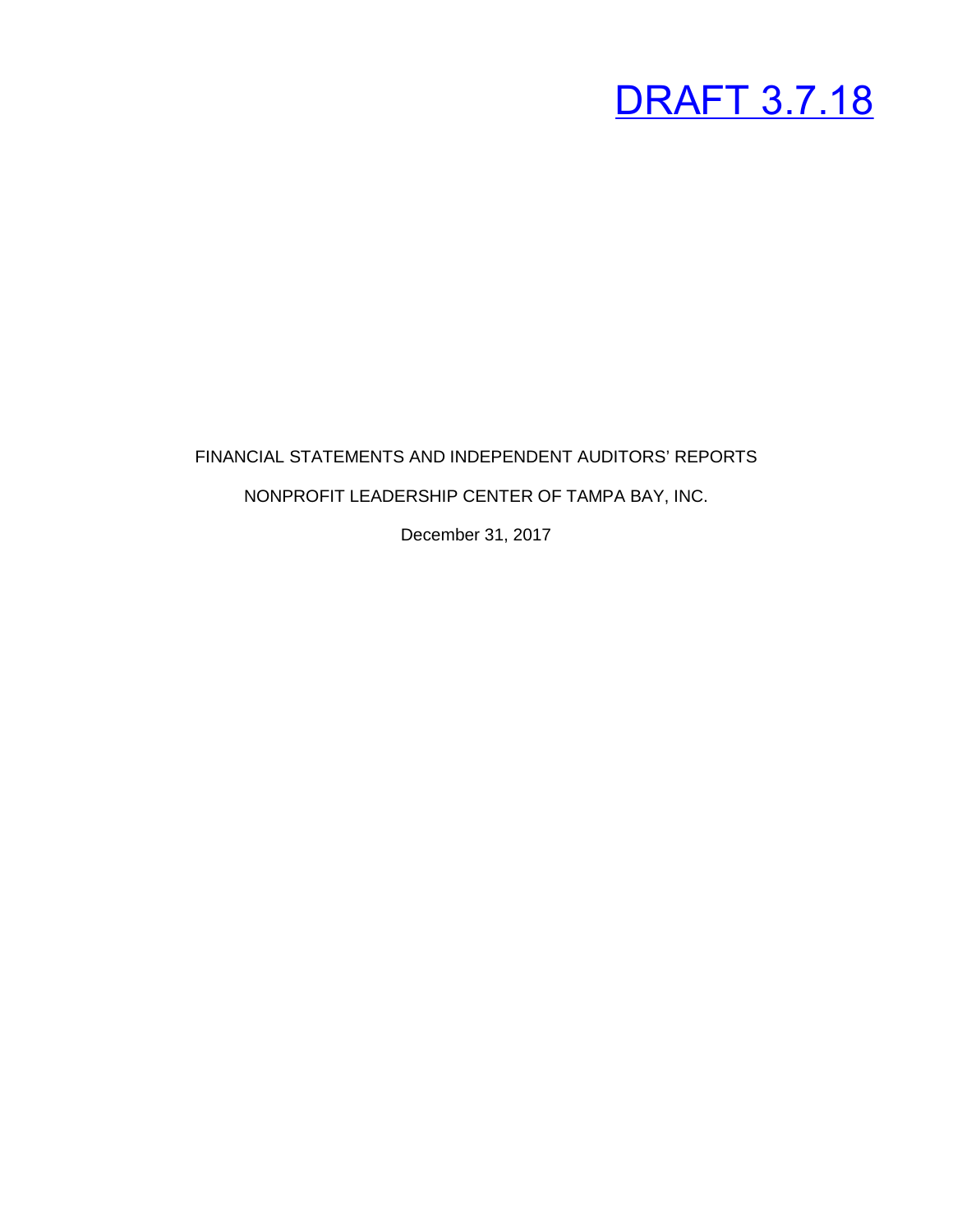DRAFT 3.7.18

FINANCIAL STATEMENTS AND INDEPENDENT AUDITORS' REPORTS

NONPROFIT LEADERSHIP CENTER OF TAMPA BAY, INC.

December 31, 2017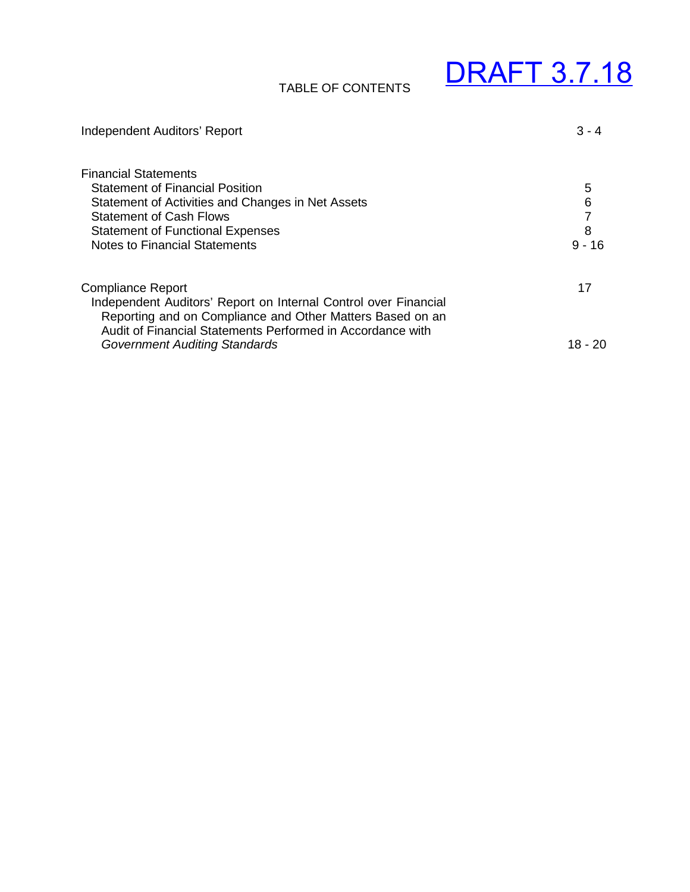DRAFT 3.7.18

# TABLE OF CONTENTS

| | |
|---|---|
| Independent Auditors' Report | 3 - 4 |
| **Financial Statements** | |
| Statement of Financial Position | 5 |
| Statement of Activities and Changes in Net Assets | 6 |
| Statement of Cash Flows | 7 |
| Statement of Functional Expenses | 8 |
| Notes to Financial Statements | 9 - 16 |
| **Compliance Report** | 17 |
| Independent Auditors' Report on Internal Control over Financial Reporting and on Compliance and Other Matters Based on an Audit of Financial Statements Performed in Accordance with *Government Auditing Standards* | 18 - 20 |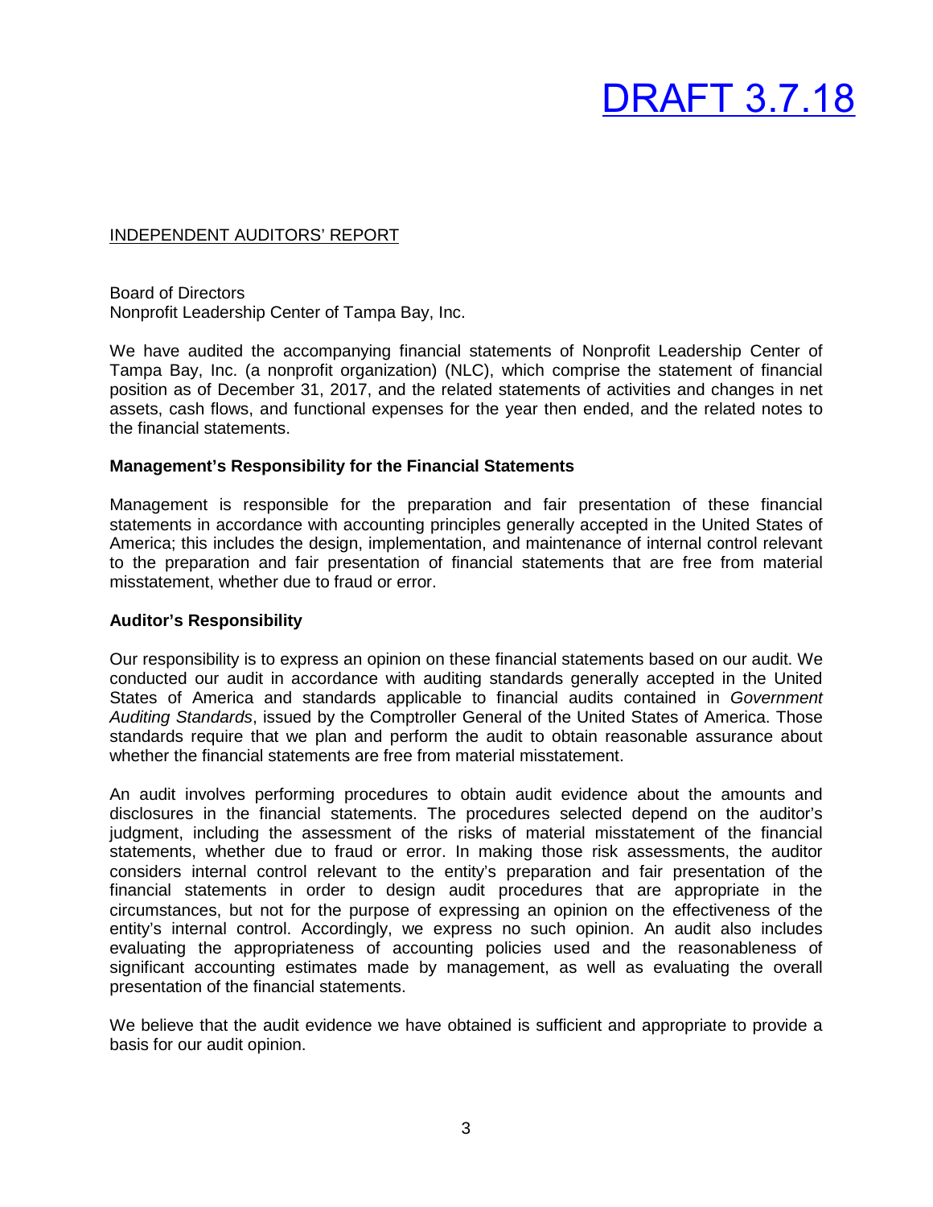DRAFT 3.7.18

INDEPENDENT AUDITORS' REPORT

Board of Directors
Nonprofit Leadership Center of Tampa Bay, Inc.

We have audited the accompanying financial statements of Nonprofit Leadership Center of Tampa Bay, Inc. (a nonprofit organization) (NLC), which comprise the statement of financial position as of December 31, 2017, and the related statements of activities and changes in net assets, cash flows, and functional expenses for the year then ended, and the related notes to the financial statements.

**Management's Responsibility for the Financial Statements**

Management is responsible for the preparation and fair presentation of these financial statements in accordance with accounting principles generally accepted in the United States of America; this includes the design, implementation, and maintenance of internal control relevant to the preparation and fair presentation of financial statements that are free from material misstatement, whether due to fraud or error.

**Auditor's Responsibility**

Our responsibility is to express an opinion on these financial statements based on our audit. We conducted our audit in accordance with auditing standards generally accepted in the United States of America and standards applicable to financial audits contained in *Government Auditing Standards*, issued by the Comptroller General of the United States of America. Those standards require that we plan and perform the audit to obtain reasonable assurance about whether the financial statements are free from material misstatement.

An audit involves performing procedures to obtain audit evidence about the amounts and disclosures in the financial statements. The procedures selected depend on the auditor's judgment, including the assessment of the risks of material misstatement of the financial statements, whether due to fraud or error. In making those risk assessments, the auditor considers internal control relevant to the entity's preparation and fair presentation of the financial statements in order to design audit procedures that are appropriate in the circumstances, but not for the purpose of expressing an opinion on the effectiveness of the entity's internal control. Accordingly, we express no such opinion. An audit also includes evaluating the appropriateness of accounting policies used and the reasonableness of significant accounting estimates made by management, as well as evaluating the overall presentation of the financial statements.

We believe that the audit evidence we have obtained is sufficient and appropriate to provide a basis for our audit opinion.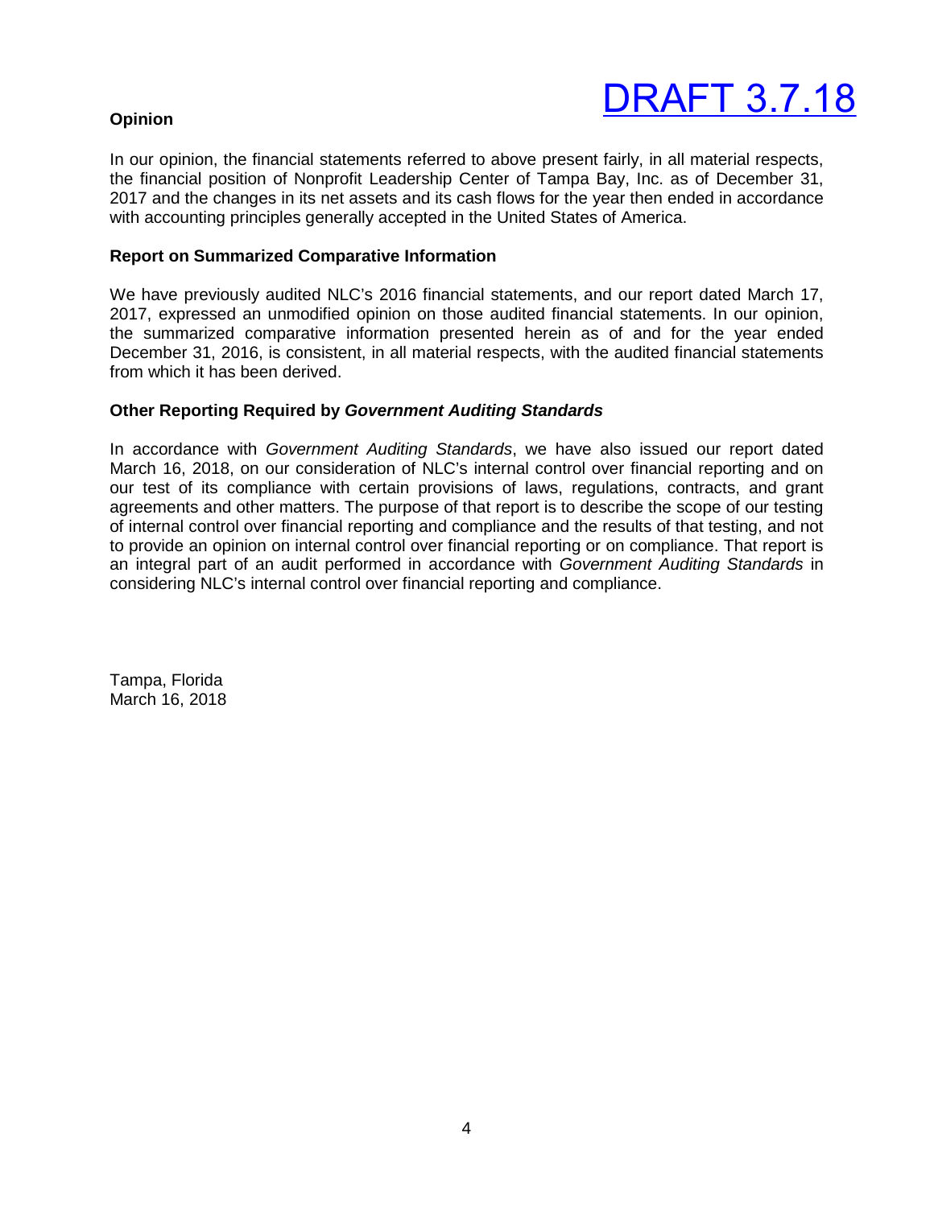DRAFT 3.7.18

**Opinion**

In our opinion, the financial statements referred to above present fairly, in all material respects, the financial position of Nonprofit Leadership Center of Tampa Bay, Inc. as of December 31, 2017 and the changes in its net assets and its cash flows for the year then ended in accordance with accounting principles generally accepted in the United States of America.

**Report on Summarized Comparative Information**

We have previously audited NLC's 2016 financial statements, and our report dated March 17, 2017, expressed an unmodified opinion on those audited financial statements. In our opinion, the summarized comparative information presented herein as of and for the year ended December 31, 2016, is consistent, in all material respects, with the audited financial statements from which it has been derived.

**Other Reporting Required by *Government Auditing Standards***

In accordance with *Government Auditing Standards*, we have also issued our report dated March 16, 2018, on our consideration of NLC's internal control over financial reporting and on our test of its compliance with certain provisions of laws, regulations, contracts, and grant agreements and other matters. The purpose of that report is to describe the scope of our testing of internal control over financial reporting and compliance and the results of that testing, and not to provide an opinion on internal control over financial reporting or on compliance. That report is an integral part of an audit performed in accordance with *Government Auditing Standards* in considering NLC's internal control over financial reporting and compliance.

Tampa, Florida
March 16, 2018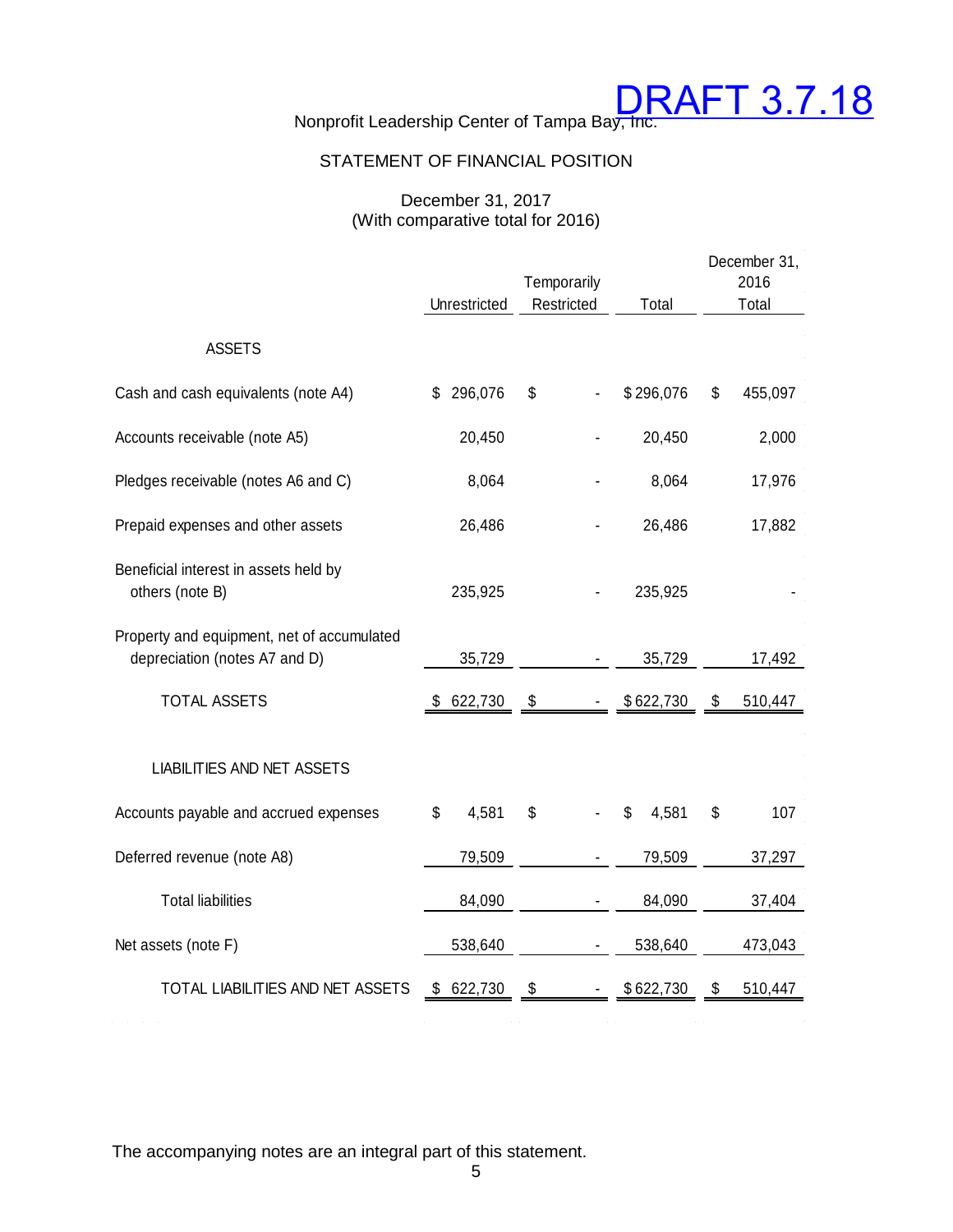DRAFT 3.7.18

Nonprofit Leadership Center of Tampa Bay, Inc.

## STATEMENT OF FINANCIAL POSITION

December 31, 2017
(With comparative total for 2016)

| | Unrestricted | Temporarily Restricted | Total | December 31, 2016 Total |
|---|---|---|---|---|
| **ASSETS** | | | | |
| Cash and cash equivalents (note A4) | $ 296,076 | $ - | $ 296,076 | $ 455,097 |
| Accounts receivable (note A5) | 20,450 | - | 20,450 | 2,000 |
| Pledges receivable (notes A6 and C) | 8,064 | - | 8,064 | 17,976 |
| Prepaid expenses and other assets | 26,486 | - | 26,486 | 17,882 |
| Beneficial interest in assets held by others (note B) | 235,925 | - | 235,925 | - |
| Property and equipment, net of accumulated depreciation (notes A7 and D) | 35,729 | - | 35,729 | 17,492 |
| TOTAL ASSETS | $ 622,730 | $ - | $ 622,730 | $ 510,447 |
| **LIABILITIES AND NET ASSETS** | | | | |
| Accounts payable and accrued expenses | $ 4,581 | $ - | $ 4,581 | $ 107 |
| Deferred revenue (note A8) | 79,509 | - | 79,509 | 37,297 |
| Total liabilities | 84,090 | - | 84,090 | 37,404 |
| Net assets (note F) | 538,640 | - | 538,640 | 473,043 |
| TOTAL LIABILITIES AND NET ASSETS | $ 622,730 | $ - | $ 622,730 | $ 510,447 |

The accompanying notes are an integral part of this statement.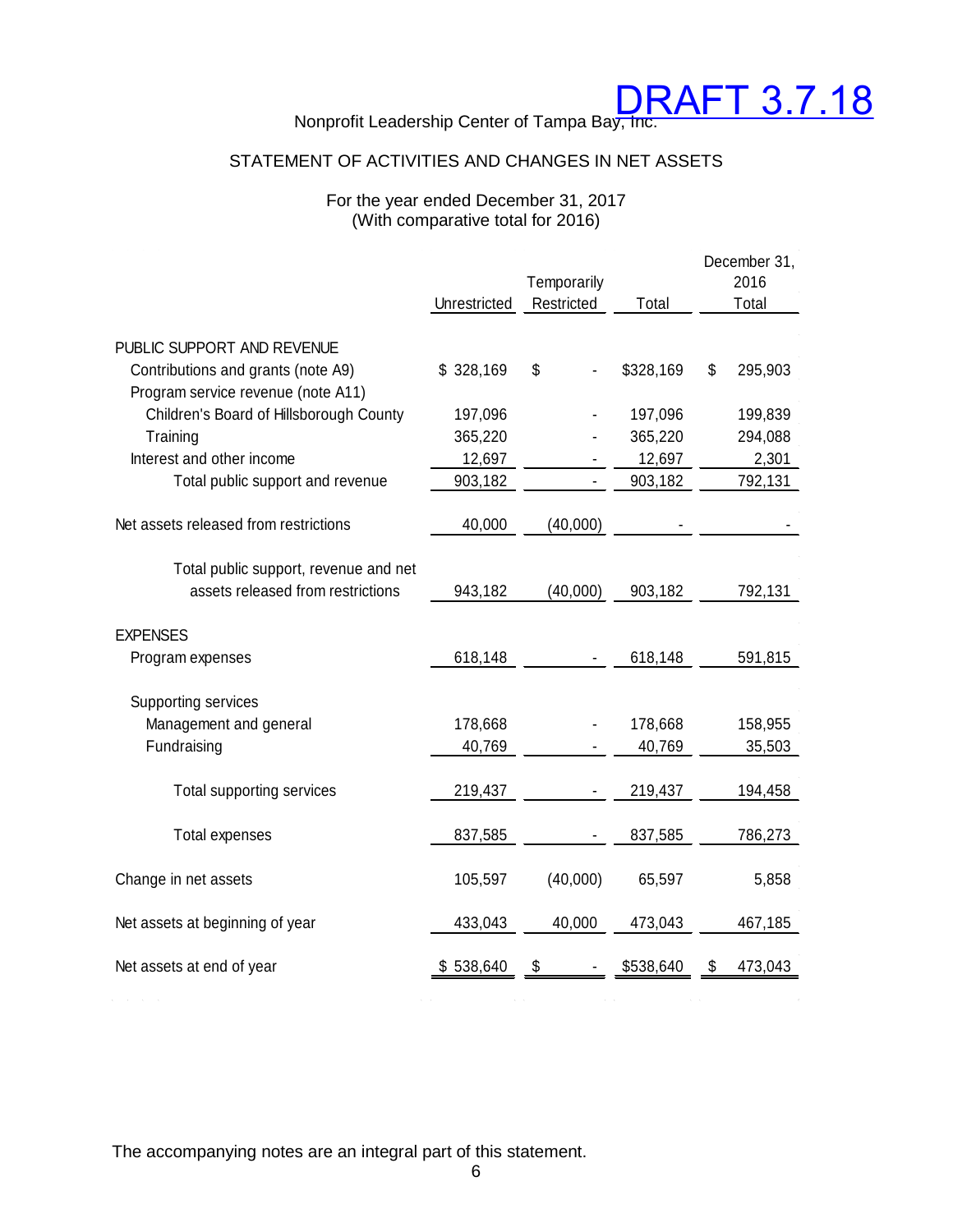DRAFT 3.7.18

Nonprofit Leadership Center of Tampa Bay, Inc.

## STATEMENT OF ACTIVITIES AND CHANGES IN NET ASSETS

For the year ended December 31, 2017
(With comparative total for 2016)

| | Unrestricted | Temporarily Restricted | Total | December 31, 2016 Total |
|---|---|---|---|---|
| PUBLIC SUPPORT AND REVENUE | | | | |
| Contributions and grants (note A9) | $ 328,169 | $ - | $328,169 | $ 295,903 |
| Program service revenue (note A11) | | | | |
| Children's Board of Hillsborough County | 197,096 | - | 197,096 | 199,839 |
| Training | 365,220 | - | 365,220 | 294,088 |
| Interest and other income | 12,697 | - | 12,697 | 2,301 |
| Total public support and revenue | 903,182 | - | 903,182 | 792,131 |
| Net assets released from restrictions | 40,000 | (40,000) | - | - |
| Total public support, revenue and net assets released from restrictions | 943,182 | (40,000) | 903,182 | 792,131 |
| EXPENSES | | | | |
| Program expenses | 618,148 | - | 618,148 | 591,815 |
| Supporting services | | | | |
| Management and general | 178,668 | - | 178,668 | 158,955 |
| Fundraising | 40,769 | - | 40,769 | 35,503 |
| Total supporting services | 219,437 | - | 219,437 | 194,458 |
| Total expenses | 837,585 | - | 837,585 | 786,273 |
| Change in net assets | 105,597 | (40,000) | 65,597 | 5,858 |
| Net assets at beginning of year | 433,043 | 40,000 | 473,043 | 467,185 |
| Net assets at end of year | $ 538,640 | $ - | $538,640 | $ 473,043 |

The accompanying notes are an integral part of this statement.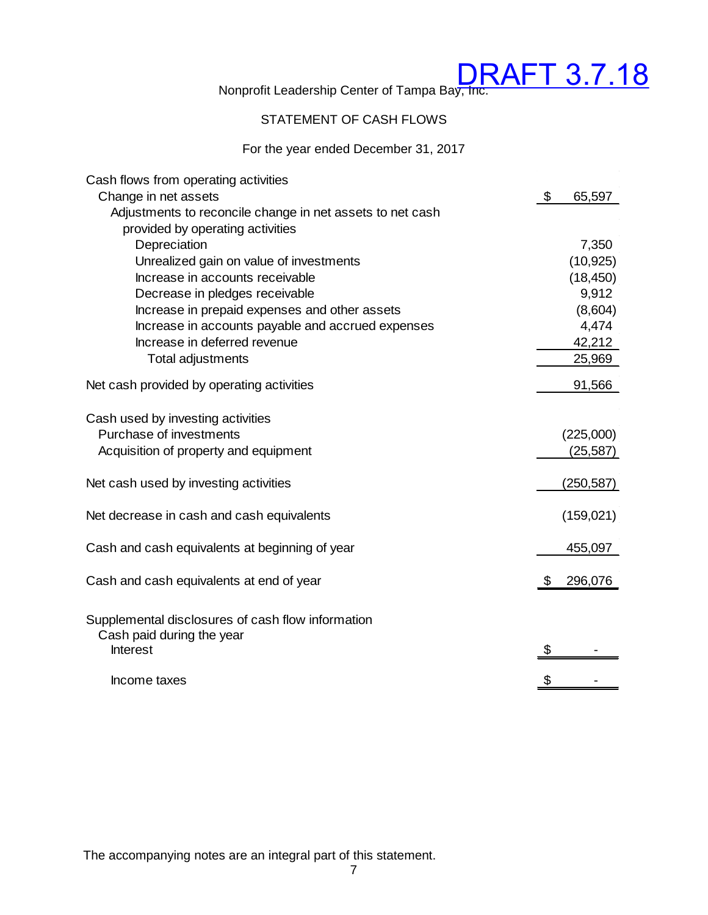DRAFT 3.7.18

Nonprofit Leadership Center of Tampa Bay, Inc.

STATEMENT OF CASH FLOWS

For the year ended December 31, 2017

| | |
|---|---|
| **Cash flows from operating activities** | |
| Change in net assets | $ 65,597 |
| Adjustments to reconcile change in net assets to net cash provided by operating activities | |
| Depreciation | 7,350 |
| Unrealized gain on value of investments | (10,925) |
| Increase in accounts receivable | (18,450) |
| Decrease in pledges receivable | 9,912 |
| Increase in prepaid expenses and other assets | (8,604) |
| Increase in accounts payable and accrued expenses | 4,474 |
| Increase in deferred revenue | 42,212 |
| Total adjustments | 25,969 |
| Net cash provided by operating activities | 91,566 |
| **Cash used by investing activities** | |
| Purchase of investments | (225,000) |
| Acquisition of property and equipment | (25,587) |
| Net cash used by investing activities | (250,587) |
| Net decrease in cash and cash equivalents | (159,021) |
| Cash and cash equivalents at beginning of year | 455,097 |
| Cash and cash equivalents at end of year | $ 296,076 |
| **Supplemental disclosures of cash flow information** | |
| Cash paid during the year | |
| Interest | $ - |
| Income taxes | $ - |

The accompanying notes are an integral part of this statement.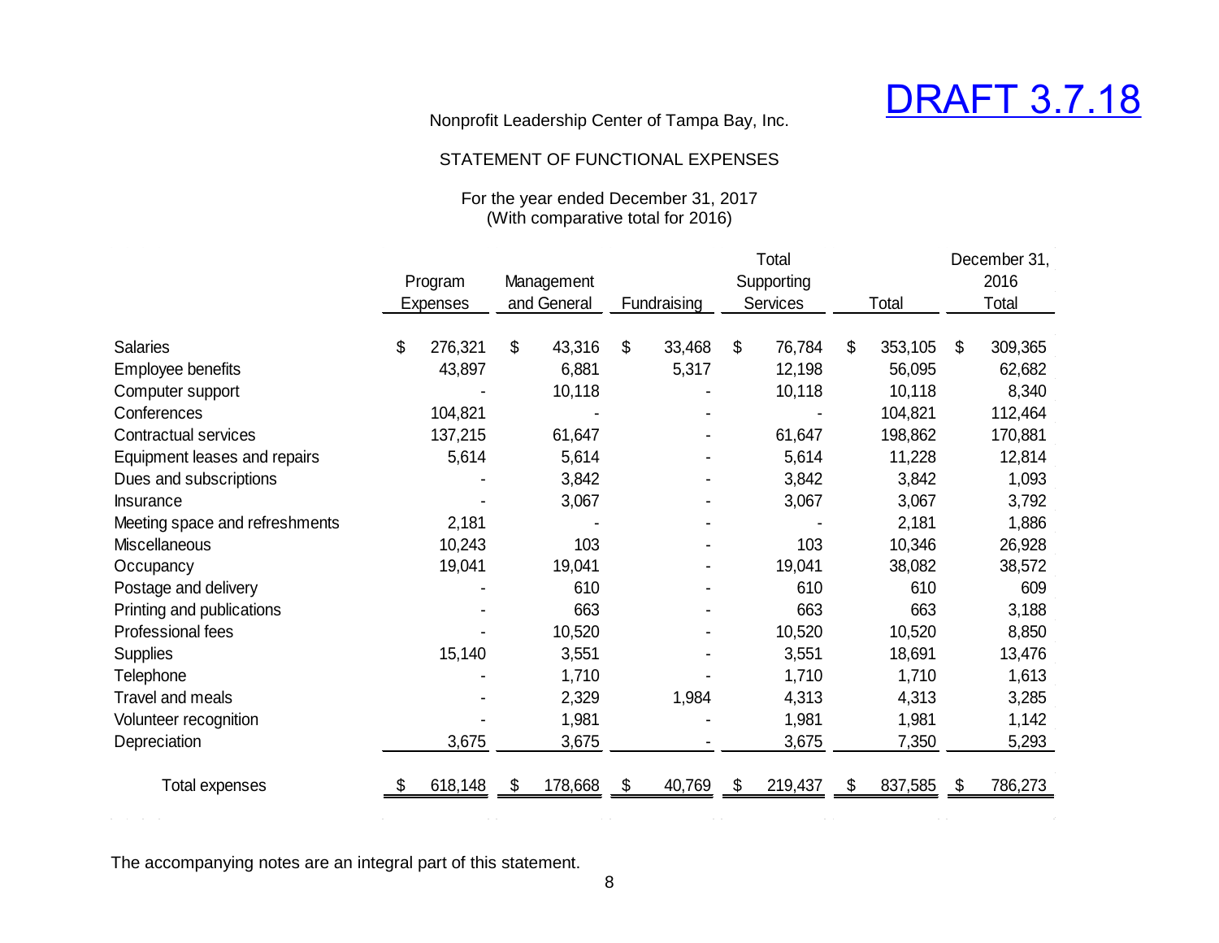DRAFT 3.7.18

Nonprofit Leadership Center of Tampa Bay, Inc.

STATEMENT OF FUNCTIONAL EXPENSES

For the year ended December 31, 2017
(With comparative total for 2016)

| | Program Expenses | Management and General | Fundraising | Total Supporting Services | Total | December 31, 2016 Total |
|---|---|---|---|---|---|---|
| Salaries | $ 276,321 | $ 43,316 | $ 33,468 | $ 76,784 | $ 353,105 | $ 309,365 |
| Employee benefits | 43,897 | 6,881 | 5,317 | 12,198 | 56,095 | 62,682 |
| Computer support | - | 10,118 | - | 10,118 | 10,118 | 8,340 |
| Conferences | 104,821 | - | - | - | 104,821 | 112,464 |
| Contractual services | 137,215 | 61,647 | - | 61,647 | 198,862 | 170,881 |
| Equipment leases and repairs | 5,614 | 5,614 | - | 5,614 | 11,228 | 12,814 |
| Dues and subscriptions | - | 3,842 | - | 3,842 | 3,842 | 1,093 |
| Insurance | - | 3,067 | - | 3,067 | 3,067 | 3,792 |
| Meeting space and refreshments | 2,181 | - | - | - | 2,181 | 1,886 |
| Miscellaneous | 10,243 | 103 | - | 103 | 10,346 | 26,928 |
| Occupancy | 19,041 | 19,041 | - | 19,041 | 38,082 | 38,572 |
| Postage and delivery | - | 610 | - | 610 | 610 | 609 |
| Printing and publications | - | 663 | - | 663 | 663 | 3,188 |
| Professional fees | - | 10,520 | - | 10,520 | 10,520 | 8,850 |
| Supplies | 15,140 | 3,551 | - | 3,551 | 18,691 | 13,476 |
| Telephone | - | 1,710 | - | 1,710 | 1,710 | 1,613 |
| Travel and meals | - | 2,329 | 1,984 | 4,313 | 4,313 | 3,285 |
| Volunteer recognition | - | 1,981 | - | 1,981 | 1,981 | 1,142 |
| Depreciation | 3,675 | 3,675 | - | 3,675 | 7,350 | 5,293 |
| Total expenses | $ 618,148 | $ 178,668 | $ 40,769 | $ 219,437 | $ 837,585 | $ 786,273 |

The accompanying notes are an integral part of this statement.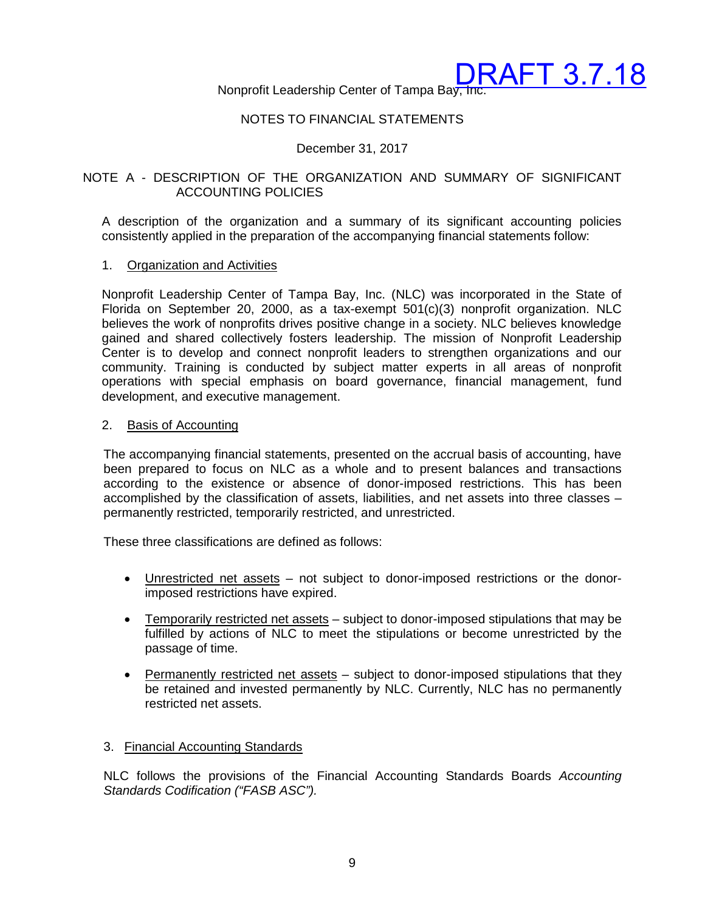DRAFT 3.7.18

Nonprofit Leadership Center of Tampa Bay, Inc.

NOTES TO FINANCIAL STATEMENTS

December 31, 2017

## NOTE A - DESCRIPTION OF THE ORGANIZATION AND SUMMARY OF SIGNIFICANT ACCOUNTING POLICIES

A description of the organization and a summary of its significant accounting policies consistently applied in the preparation of the accompanying financial statements follow:

1. Organization and Activities

Nonprofit Leadership Center of Tampa Bay, Inc. (NLC) was incorporated in the State of Florida on September 20, 2000, as a tax-exempt 501(c)(3) nonprofit organization. NLC believes the work of nonprofits drives positive change in a society. NLC believes knowledge gained and shared collectively fosters leadership. The mission of Nonprofit Leadership Center is to develop and connect nonprofit leaders to strengthen organizations and our community. Training is conducted by subject matter experts in all areas of nonprofit operations with special emphasis on board governance, financial management, fund development, and executive management.

2. Basis of Accounting

The accompanying financial statements, presented on the accrual basis of accounting, have been prepared to focus on NLC as a whole and to present balances and transactions according to the existence or absence of donor-imposed restrictions. This has been accomplished by the classification of assets, liabilities, and net assets into three classes – permanently restricted, temporarily restricted, and unrestricted.

These three classifications are defined as follows:

- Unrestricted net assets – not subject to donor-imposed restrictions or the donor-imposed restrictions have expired.
- Temporarily restricted net assets – subject to donor-imposed stipulations that may be fulfilled by actions of NLC to meet the stipulations or become unrestricted by the passage of time.
- Permanently restricted net assets – subject to donor-imposed stipulations that they be retained and invested permanently by NLC. Currently, NLC has no permanently restricted net assets.

3. Financial Accounting Standards

NLC follows the provisions of the Financial Accounting Standards Boards *Accounting Standards Codification ("FASB ASC").*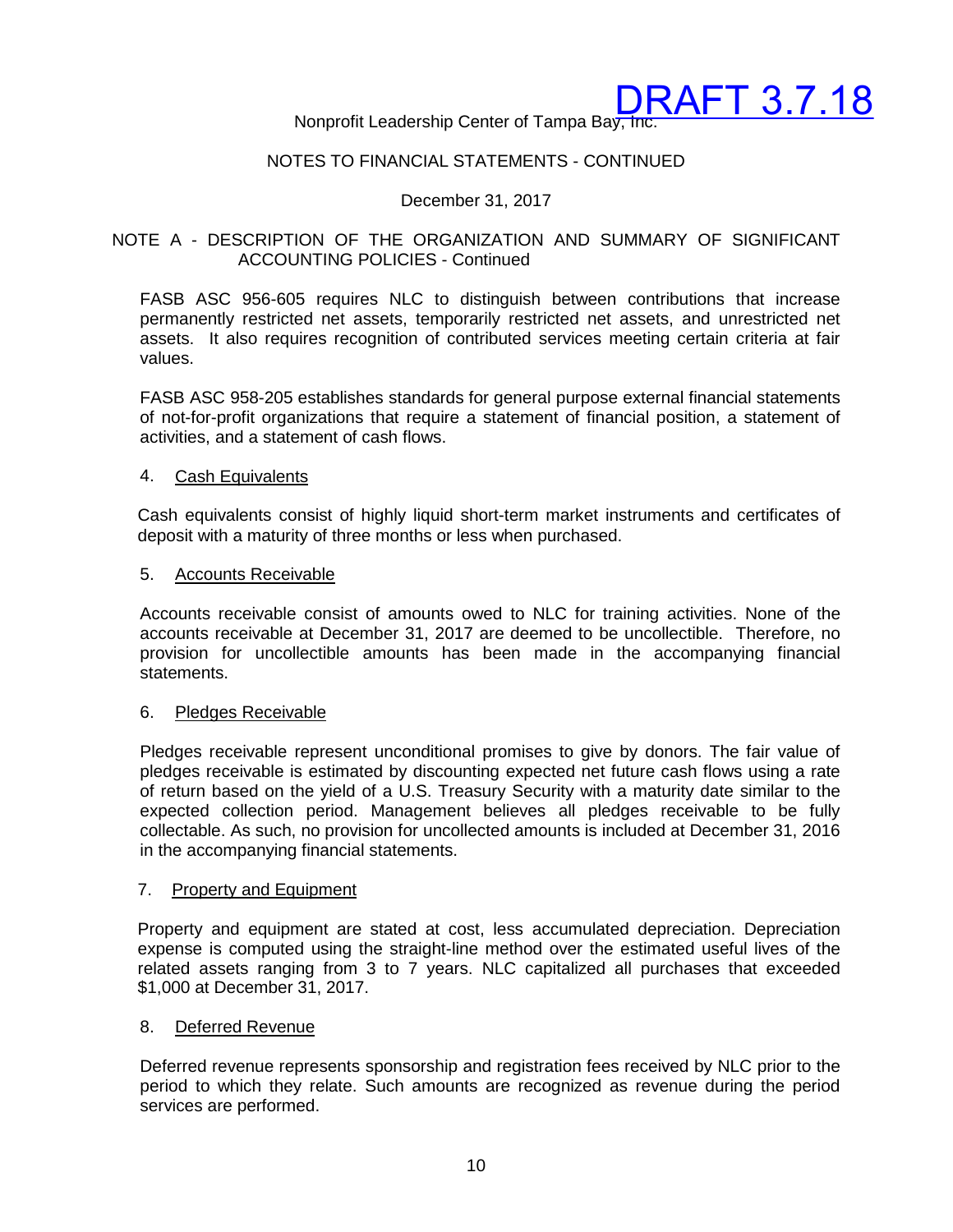DRAFT 3.7.18

Nonprofit Leadership Center of Tampa Bay, Inc.

NOTES TO FINANCIAL STATEMENTS - CONTINUED

December 31, 2017

NOTE A - DESCRIPTION OF THE ORGANIZATION AND SUMMARY OF SIGNIFICANT ACCOUNTING POLICIES - Continued

FASB ASC 956-605 requires NLC to distinguish between contributions that increase permanently restricted net assets, temporarily restricted net assets, and unrestricted net assets. It also requires recognition of contributed services meeting certain criteria at fair values.

FASB ASC 958-205 establishes standards for general purpose external financial statements of not-for-profit organizations that require a statement of financial position, a statement of activities, and a statement of cash flows.

4. Cash Equivalents

Cash equivalents consist of highly liquid short-term market instruments and certificates of deposit with a maturity of three months or less when purchased.

5. Accounts Receivable

Accounts receivable consist of amounts owed to NLC for training activities. None of the accounts receivable at December 31, 2017 are deemed to be uncollectible. Therefore, no provision for uncollectible amounts has been made in the accompanying financial statements.

6. Pledges Receivable

Pledges receivable represent unconditional promises to give by donors. The fair value of pledges receivable is estimated by discounting expected net future cash flows using a rate of return based on the yield of a U.S. Treasury Security with a maturity date similar to the expected collection period. Management believes all pledges receivable to be fully collectable. As such, no provision for uncollected amounts is included at December 31, 2016 in the accompanying financial statements.

7. Property and Equipment

Property and equipment are stated at cost, less accumulated depreciation. Depreciation expense is computed using the straight-line method over the estimated useful lives of the related assets ranging from 3 to 7 years. NLC capitalized all purchases that exceeded $1,000 at December 31, 2017.

8. Deferred Revenue

Deferred revenue represents sponsorship and registration fees received by NLC prior to the period to which they relate. Such amounts are recognized as revenue during the period services are performed.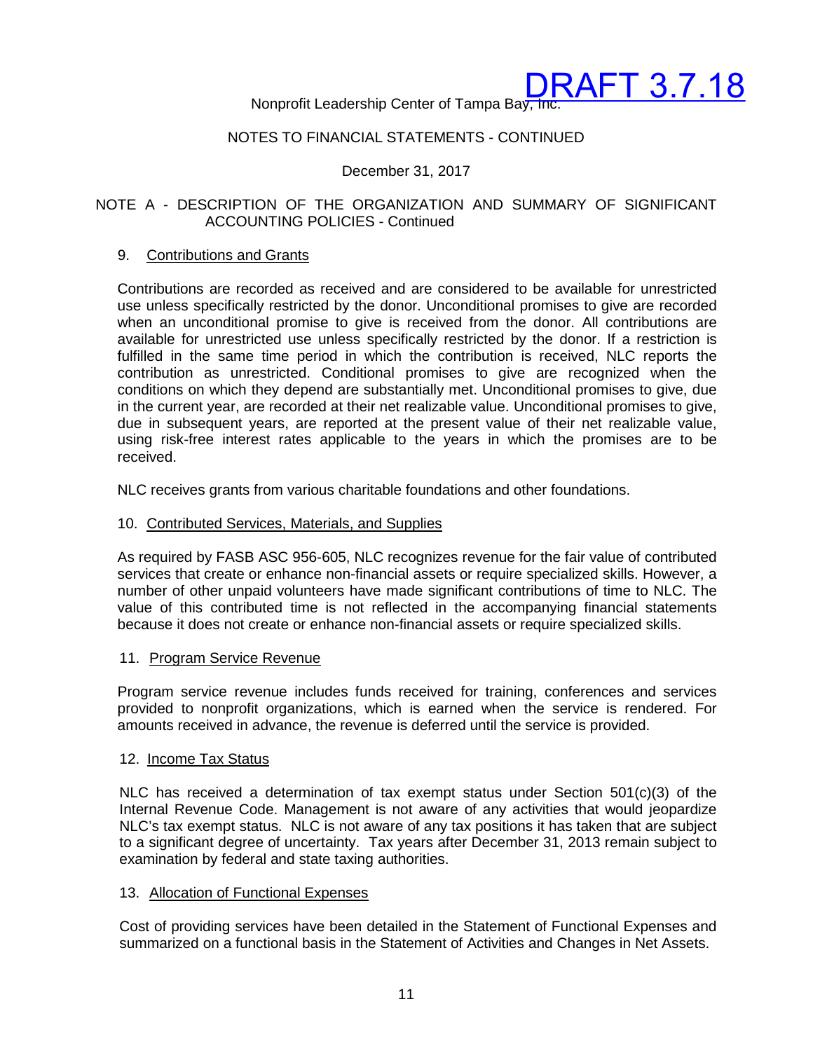DRAFT 3.7.18

Nonprofit Leadership Center of Tampa Bay, Inc.

NOTES TO FINANCIAL STATEMENTS - CONTINUED

December 31, 2017

NOTE A - DESCRIPTION OF THE ORGANIZATION AND SUMMARY OF SIGNIFICANT ACCOUNTING POLICIES - Continued

9. Contributions and Grants

Contributions are recorded as received and are considered to be available for unrestricted use unless specifically restricted by the donor. Unconditional promises to give are recorded when an unconditional promise to give is received from the donor. All contributions are available for unrestricted use unless specifically restricted by the donor. If a restriction is fulfilled in the same time period in which the contribution is received, NLC reports the contribution as unrestricted. Conditional promises to give are recognized when the conditions on which they depend are substantially met. Unconditional promises to give, due in the current year, are recorded at their net realizable value. Unconditional promises to give, due in subsequent years, are reported at the present value of their net realizable value, using risk-free interest rates applicable to the years in which the promises are to be received.

NLC receives grants from various charitable foundations and other foundations.

10. Contributed Services, Materials, and Supplies

As required by FASB ASC 956-605, NLC recognizes revenue for the fair value of contributed services that create or enhance non-financial assets or require specialized skills. However, a number of other unpaid volunteers have made significant contributions of time to NLC. The value of this contributed time is not reflected in the accompanying financial statements because it does not create or enhance non-financial assets or require specialized skills.

11. Program Service Revenue

Program service revenue includes funds received for training, conferences and services provided to nonprofit organizations, which is earned when the service is rendered. For amounts received in advance, the revenue is deferred until the service is provided.

12. Income Tax Status

NLC has received a determination of tax exempt status under Section 501(c)(3) of the Internal Revenue Code. Management is not aware of any activities that would jeopardize NLC's tax exempt status. NLC is not aware of any tax positions it has taken that are subject to a significant degree of uncertainty. Tax years after December 31, 2013 remain subject to examination by federal and state taxing authorities.

13. Allocation of Functional Expenses

Cost of providing services have been detailed in the Statement of Functional Expenses and summarized on a functional basis in the Statement of Activities and Changes in Net Assets.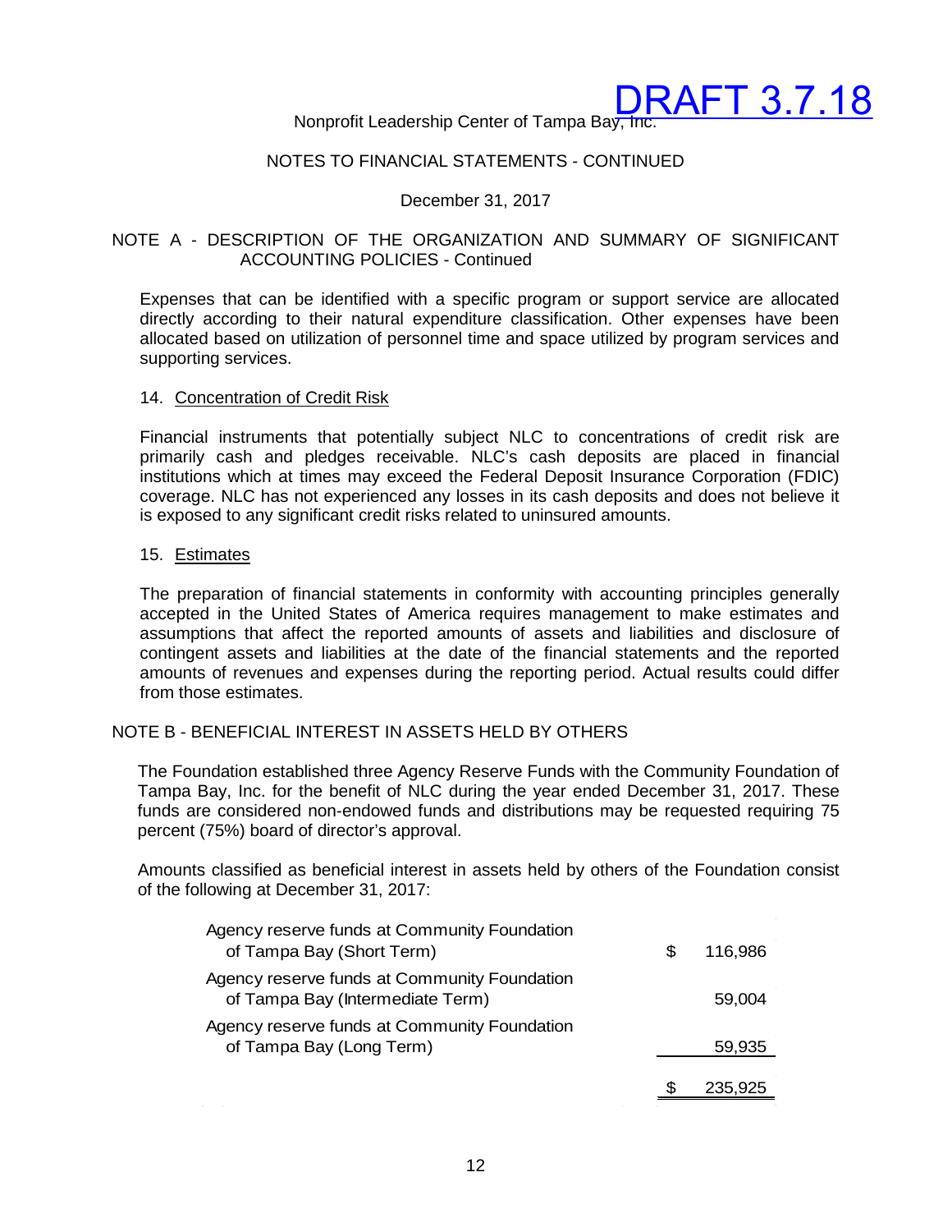NOTES TO FINANCIAL STATEMENTS - CONTINUED

December 31, 2017

## NOTE A - DESCRIPTION OF THE ORGANIZATION AND SUMMARY OF SIGNIFICANT ACCOUNTING POLICIES - Continued

Expenses that can be identified with a specific program or support service are allocated directly according to their natural expenditure classification. Other expenses have been allocated based on utilization of personnel time and space utilized by program services and supporting services.

### 14. Concentration of Credit Risk

Financial instruments that potentially subject NLC to concentrations of credit risk are primarily cash and pledges receivable. NLC's cash deposits are placed in financial institutions which at times may exceed the Federal Deposit Insurance Corporation (FDIC) coverage. NLC has not experienced any losses in its cash deposits and does not believe it is exposed to any significant credit risks related to uninsured amounts.

### 15. Estimates

The preparation of financial statements in conformity with accounting principles generally accepted in the United States of America requires management to make estimates and assumptions that affect the reported amounts of assets and liabilities and disclosure of contingent assets and liabilities at the date of the financial statements and the reported amounts of revenues and expenses during the reporting period. Actual results could differ from those estimates.

## NOTE B - BENEFICIAL INTEREST IN ASSETS HELD BY OTHERS

The Foundation established three Agency Reserve Funds with the Community Foundation of Tampa Bay, Inc. for the benefit of NLC during the year ended December 31, 2017. These funds are considered non-endowed funds and distributions may be requested requiring 75 percent (75%) board of director's approval.

Amounts classified as beneficial interest in assets held by others of the Foundation consist of the following at December 31, 2017:

| | |
|---|---|
| Agency reserve funds at Community Foundation of Tampa Bay (Short Term) | $ 116,986 |
| Agency reserve funds at Community Foundation of Tampa Bay (Intermediate Term) | 59,004 |
| Agency reserve funds at Community Foundation of Tampa Bay (Long Term) | 59,935 |
| | $ 235,925 |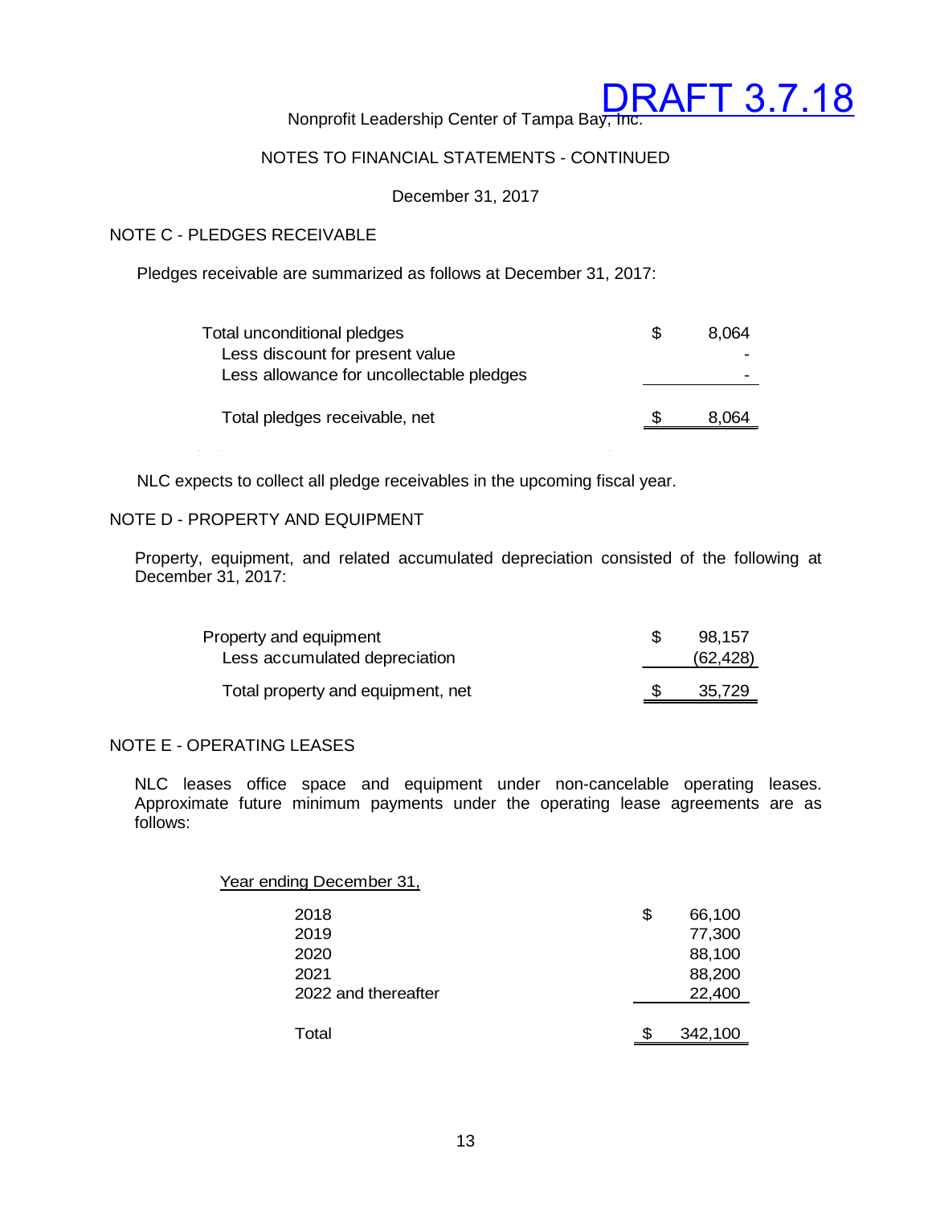DRAFT 3.7.18

Nonprofit Leadership Center of Tampa Bay, Inc.

NOTES TO FINANCIAL STATEMENTS - CONTINUED

December 31, 2017

## NOTE C - PLEDGES RECEIVABLE

Pledges receivable are summarized as follows at December 31, 2017:

| | |
|---|---|
| Total unconditional pledges | $ 8,064 |
| Less discount for present value | - |
| Less allowance for uncollectable pledges | - |
| Total pledges receivable, net | $ 8,064 |

NLC expects to collect all pledge receivables in the upcoming fiscal year.

## NOTE D - PROPERTY AND EQUIPMENT

Property, equipment, and related accumulated depreciation consisted of the following at December 31, 2017:

| | |
|---|---|
| Property and equipment | $ 98,157 |
| Less accumulated depreciation | (62,428) |
| Total property and equipment, net | $ 35,729 |

## NOTE E - OPERATING LEASES

NLC leases office space and equipment under non-cancelable operating leases. Approximate future minimum payments under the operating lease agreements are as follows:

| Year ending December 31, | |
|---|---|
| 2018 | $ 66,100 |
| 2019 | 77,300 |
| 2020 | 88,100 |
| 2021 | 88,200 |
| 2022 and thereafter | 22,400 |
| Total | $ 342,100 |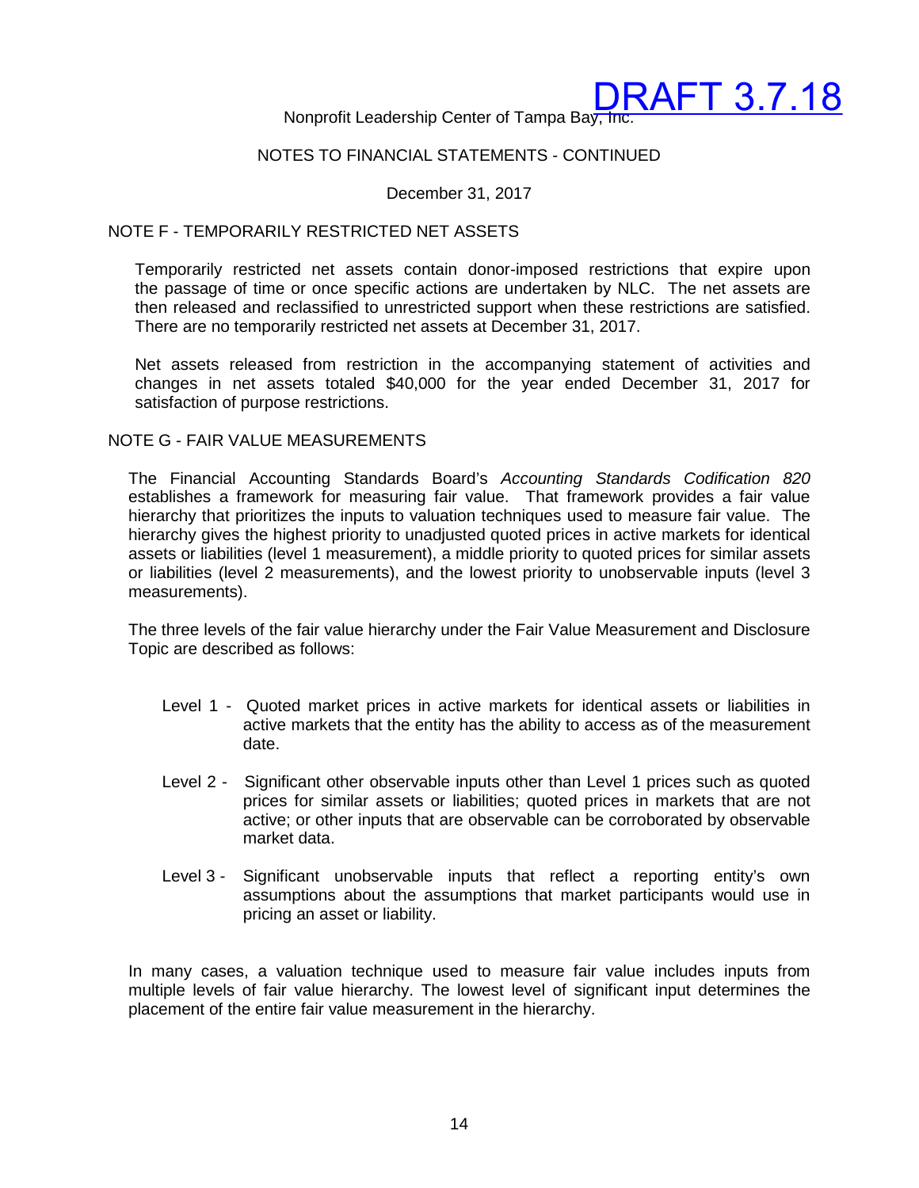## NOTE F - TEMPORARILY RESTRICTED NET ASSETS

Temporarily restricted net assets contain donor-imposed restrictions that expire upon the passage of time or once specific actions are undertaken by NLC. The net assets are then released and reclassified to unrestricted support when these restrictions are satisfied. There are no temporarily restricted net assets at December 31, 2017.

Net assets released from restriction in the accompanying statement of activities and changes in net assets totaled $40,000 for the year ended December 31, 2017 for satisfaction of purpose restrictions.

## NOTE G - FAIR VALUE MEASUREMENTS

The Financial Accounting Standards Board's *Accounting Standards Codification 820* establishes a framework for measuring fair value. That framework provides a fair value hierarchy that prioritizes the inputs to valuation techniques used to measure fair value. The hierarchy gives the highest priority to unadjusted quoted prices in active markets for identical assets or liabilities (level 1 measurement), a middle priority to quoted prices for similar assets or liabilities (level 2 measurements), and the lowest priority to unobservable inputs (level 3 measurements).

The three levels of the fair value hierarchy under the Fair Value Measurement and Disclosure Topic are described as follows:

- Level 1 - Quoted market prices in active markets for identical assets or liabilities in active markets that the entity has the ability to access as of the measurement date.
- Level 2 - Significant other observable inputs other than Level 1 prices such as quoted prices for similar assets or liabilities; quoted prices in markets that are not active; or other inputs that are observable can be corroborated by observable market data.
- Level 3 - Significant unobservable inputs that reflect a reporting entity's own assumptions about the assumptions that market participants would use in pricing an asset or liability.

In many cases, a valuation technique used to measure fair value includes inputs from multiple levels of fair value hierarchy. The lowest level of significant input determines the placement of the entire fair value measurement in the hierarchy.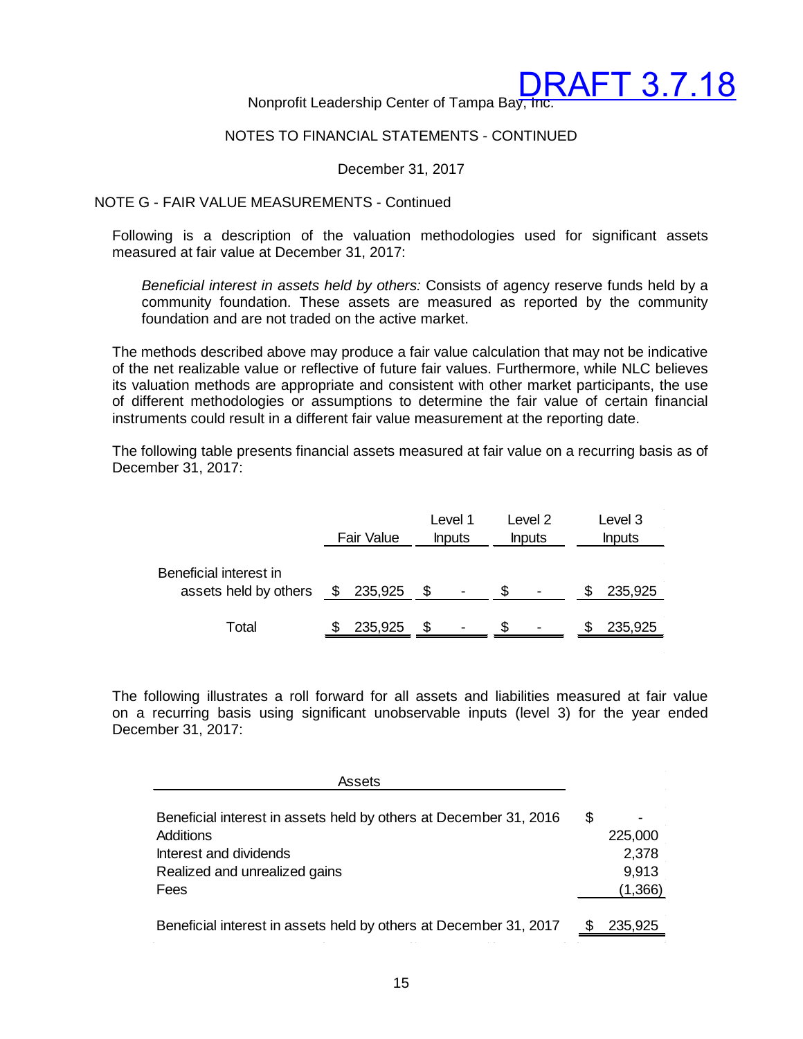NOTE G - FAIR VALUE MEASUREMENTS - Continued

Following is a description of the valuation methodologies used for significant assets measured at fair value at December 31, 2017:

*Beneficial interest in assets held by others:* Consists of agency reserve funds held by a community foundation. These assets are measured as reported by the community foundation and are not traded on the active market.

The methods described above may produce a fair value calculation that may not be indicative of the net realizable value or reflective of future fair values. Furthermore, while NLC believes its valuation methods are appropriate and consistent with other market participants, the use of different methodologies or assumptions to determine the fair value of certain financial instruments could result in a different fair value measurement at the reporting date.

The following table presents financial assets measured at fair value on a recurring basis as of December 31, 2017:

| | Fair Value | Level 1 Inputs | Level 2 Inputs | Level 3 Inputs |
|---|---|---|---|---|
| Beneficial interest in assets held by others | $ 235,925 | $ - | $ - | $ 235,925 |
| Total | $ 235,925 | $ - | $ - | $ 235,925 |

The following illustrates a roll forward for all assets and liabilities measured at fair value on a recurring basis using significant unobservable inputs (level 3) for the year ended December 31, 2017:

| Assets | |
|---|---|
| Beneficial interest in assets held by others at December 31, 2016 | $ - |
| Additions | 225,000 |
| Interest and dividends | 2,378 |
| Realized and unrealized gains | 9,913 |
| Fees | (1,366) |
| Beneficial interest in assets held by others at December 31, 2017 | $ 235,925 |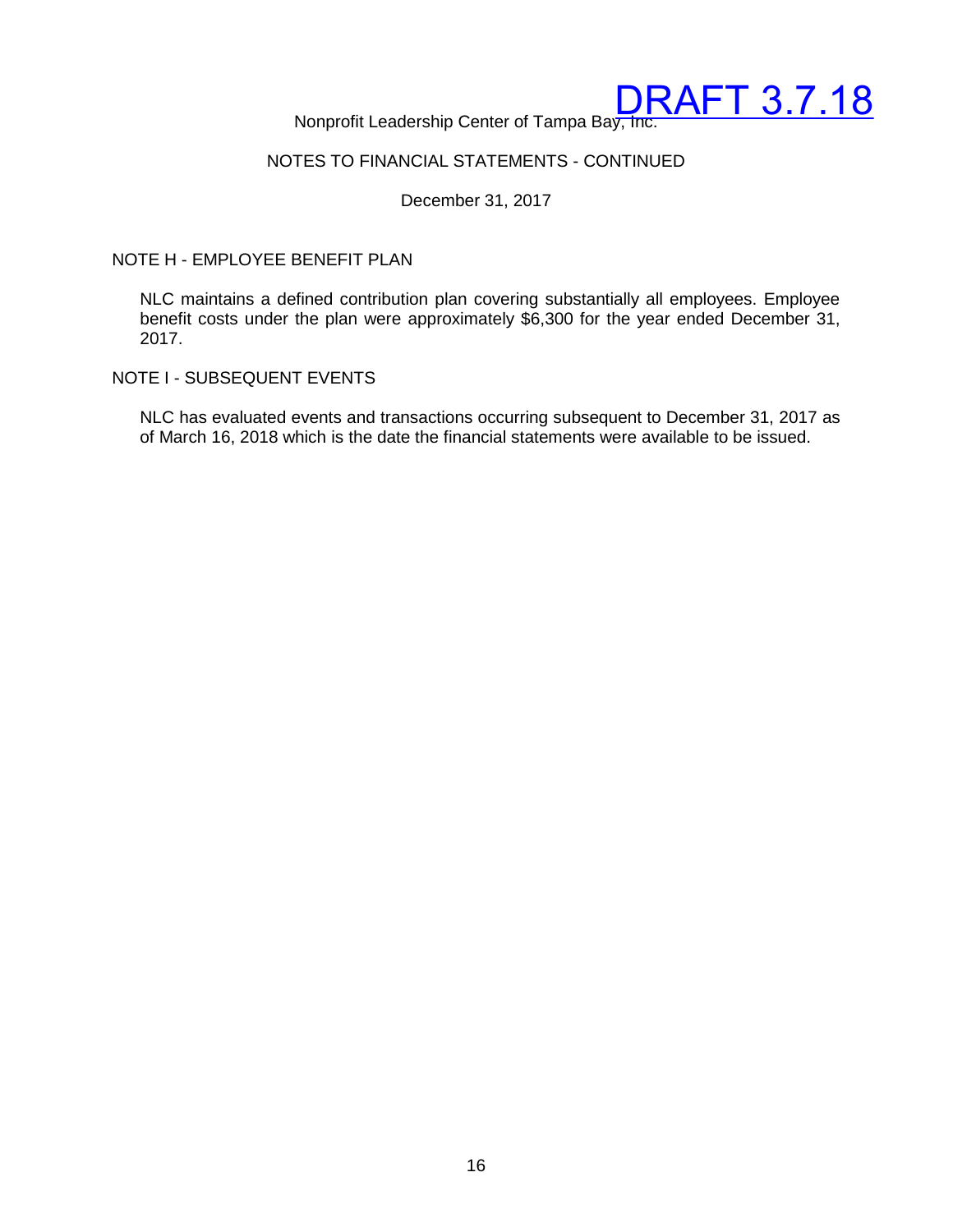DRAFT 3.7.18

Nonprofit Leadership Center of Tampa Bay, Inc.

NOTES TO FINANCIAL STATEMENTS - CONTINUED

December 31, 2017

## NOTE H - EMPLOYEE BENEFIT PLAN

NLC maintains a defined contribution plan covering substantially all employees. Employee benefit costs under the plan were approximately $6,300 for the year ended December 31, 2017.

## NOTE I - SUBSEQUENT EVENTS

NLC has evaluated events and transactions occurring subsequent to December 31, 2017 as of March 16, 2018 which is the date the financial statements were available to be issued.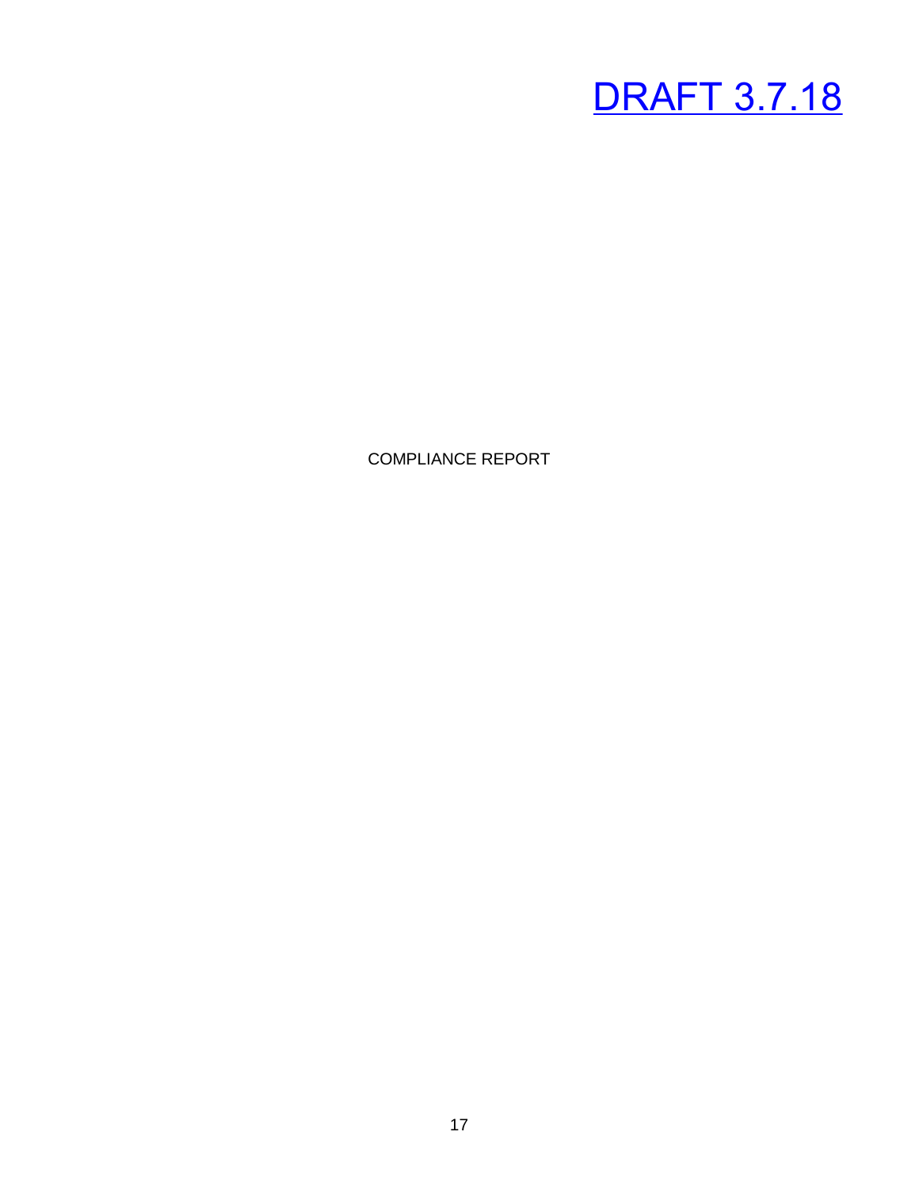DRAFT 3.7.18

COMPLIANCE REPORT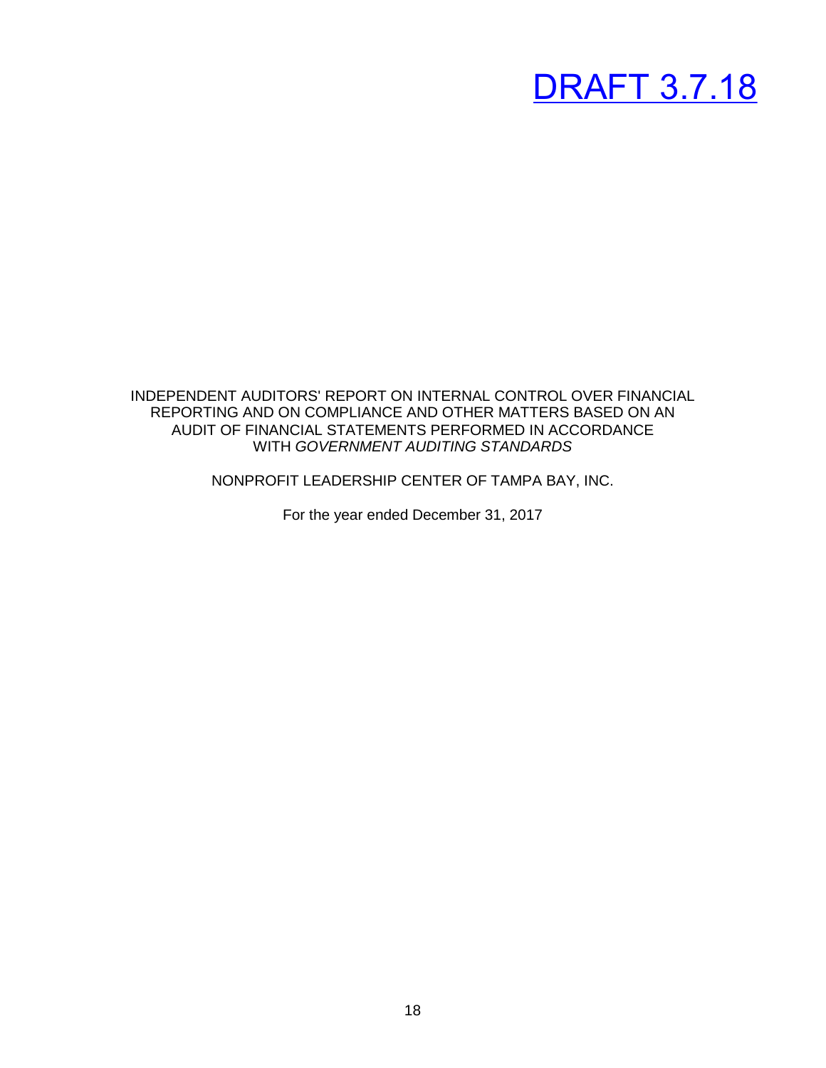DRAFT 3.7.18

INDEPENDENT AUDITORS' REPORT ON INTERNAL CONTROL OVER FINANCIAL REPORTING AND ON COMPLIANCE AND OTHER MATTERS BASED ON AN AUDIT OF FINANCIAL STATEMENTS PERFORMED IN ACCORDANCE WITH *GOVERNMENT AUDITING STANDARDS*

NONPROFIT LEADERSHIP CENTER OF TAMPA BAY, INC.

For the year ended December 31, 2017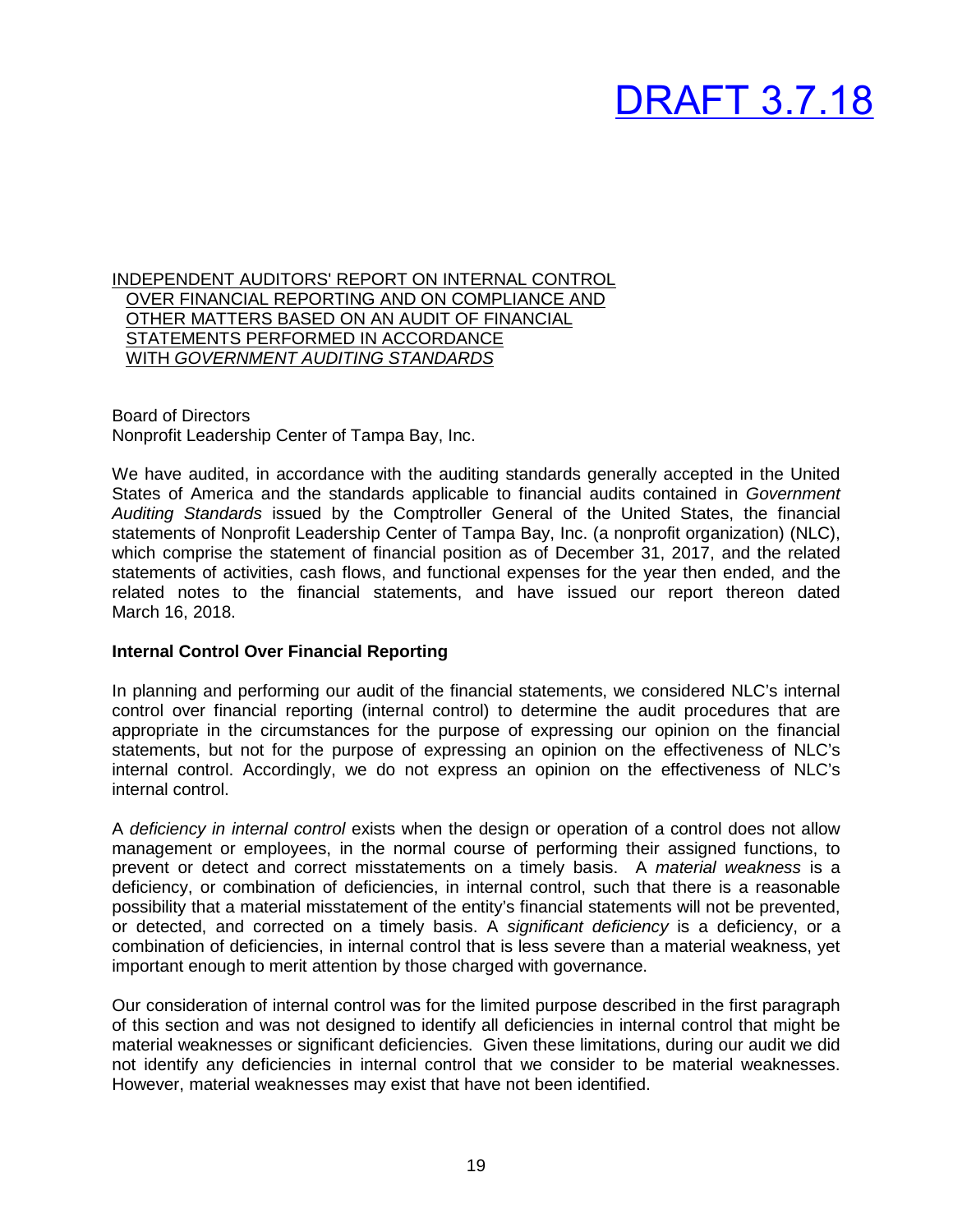# DRAFT 3.7.18

INDEPENDENT AUDITORS' REPORT ON INTERNAL CONTROL OVER FINANCIAL REPORTING AND ON COMPLIANCE AND OTHER MATTERS BASED ON AN AUDIT OF FINANCIAL STATEMENTS PERFORMED IN ACCORDANCE WITH *GOVERNMENT AUDITING STANDARDS*

Board of Directors
Nonprofit Leadership Center of Tampa Bay, Inc.

We have audited, in accordance with the auditing standards generally accepted in the United States of America and the standards applicable to financial audits contained in *Government Auditing Standards* issued by the Comptroller General of the United States, the financial statements of Nonprofit Leadership Center of Tampa Bay, Inc. (a nonprofit organization) (NLC), which comprise the statement of financial position as of December 31, 2017, and the related statements of activities, cash flows, and functional expenses for the year then ended, and the related notes to the financial statements, and have issued our report thereon dated March 16, 2018.

**Internal Control Over Financial Reporting**

In planning and performing our audit of the financial statements, we considered NLC's internal control over financial reporting (internal control) to determine the audit procedures that are appropriate in the circumstances for the purpose of expressing our opinion on the financial statements, but not for the purpose of expressing an opinion on the effectiveness of NLC's internal control. Accordingly, we do not express an opinion on the effectiveness of NLC's internal control.

A *deficiency in internal control* exists when the design or operation of a control does not allow management or employees, in the normal course of performing their assigned functions, to prevent or detect and correct misstatements on a timely basis. A *material weakness* is a deficiency, or combination of deficiencies, in internal control, such that there is a reasonable possibility that a material misstatement of the entity's financial statements will not be prevented, or detected, and corrected on a timely basis. A *significant deficiency* is a deficiency, or a combination of deficiencies, in internal control that is less severe than a material weakness, yet important enough to merit attention by those charged with governance.

Our consideration of internal control was for the limited purpose described in the first paragraph of this section and was not designed to identify all deficiencies in internal control that might be material weaknesses or significant deficiencies. Given these limitations, during our audit we did not identify any deficiencies in internal control that we consider to be material weaknesses. However, material weaknesses may exist that have not been identified.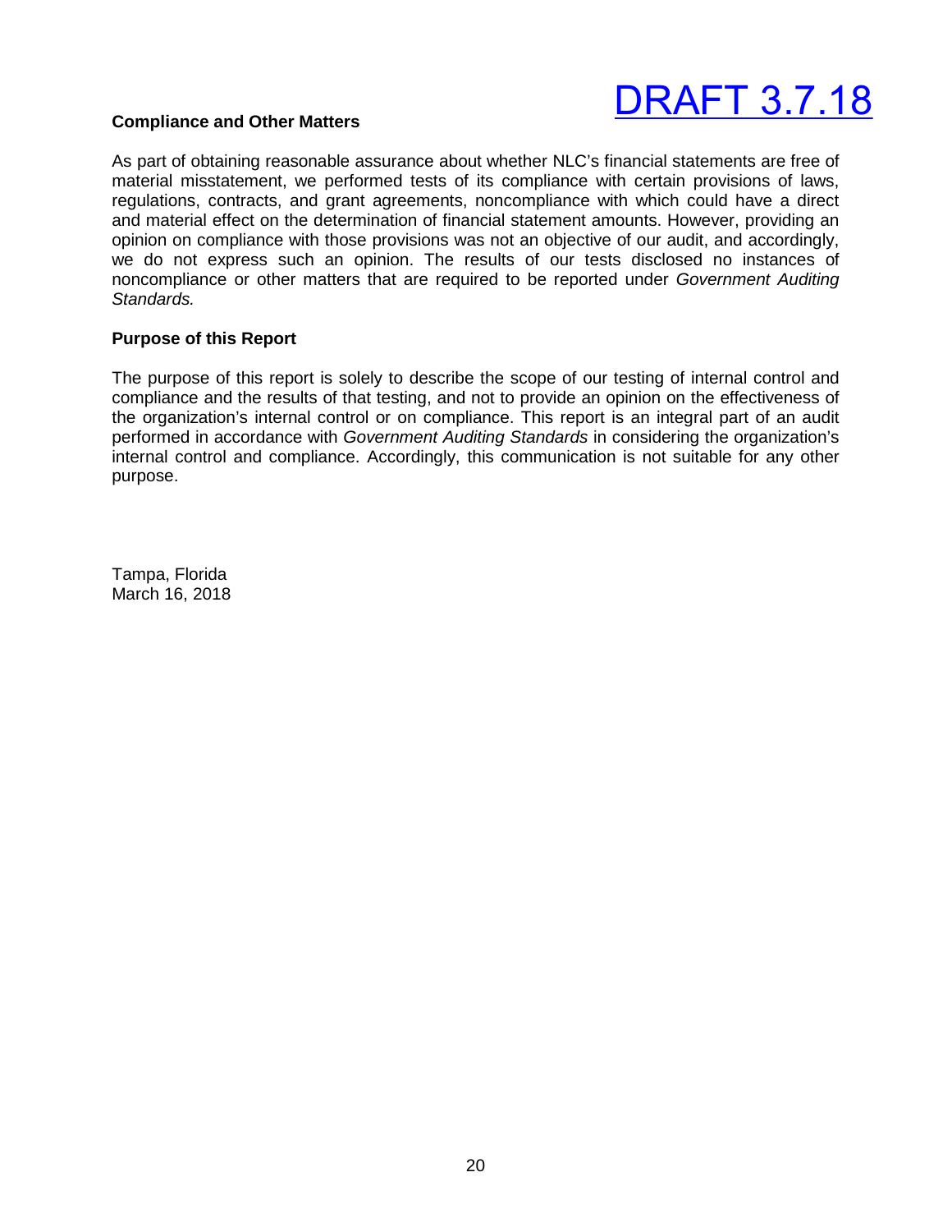DRAFT 3.7.18

**Compliance and Other Matters**

As part of obtaining reasonable assurance about whether NLC's financial statements are free of material misstatement, we performed tests of its compliance with certain provisions of laws, regulations, contracts, and grant agreements, noncompliance with which could have a direct and material effect on the determination of financial statement amounts. However, providing an opinion on compliance with those provisions was not an objective of our audit, and accordingly, we do not express such an opinion. The results of our tests disclosed no instances of noncompliance or other matters that are required to be reported under *Government Auditing Standards.*

**Purpose of this Report**

The purpose of this report is solely to describe the scope of our testing of internal control and compliance and the results of that testing, and not to provide an opinion on the effectiveness of the organization's internal control or on compliance. This report is an integral part of an audit performed in accordance with *Government Auditing Standards* in considering the organization's internal control and compliance. Accordingly, this communication is not suitable for any other purpose.

Tampa, Florida
March 16, 2018